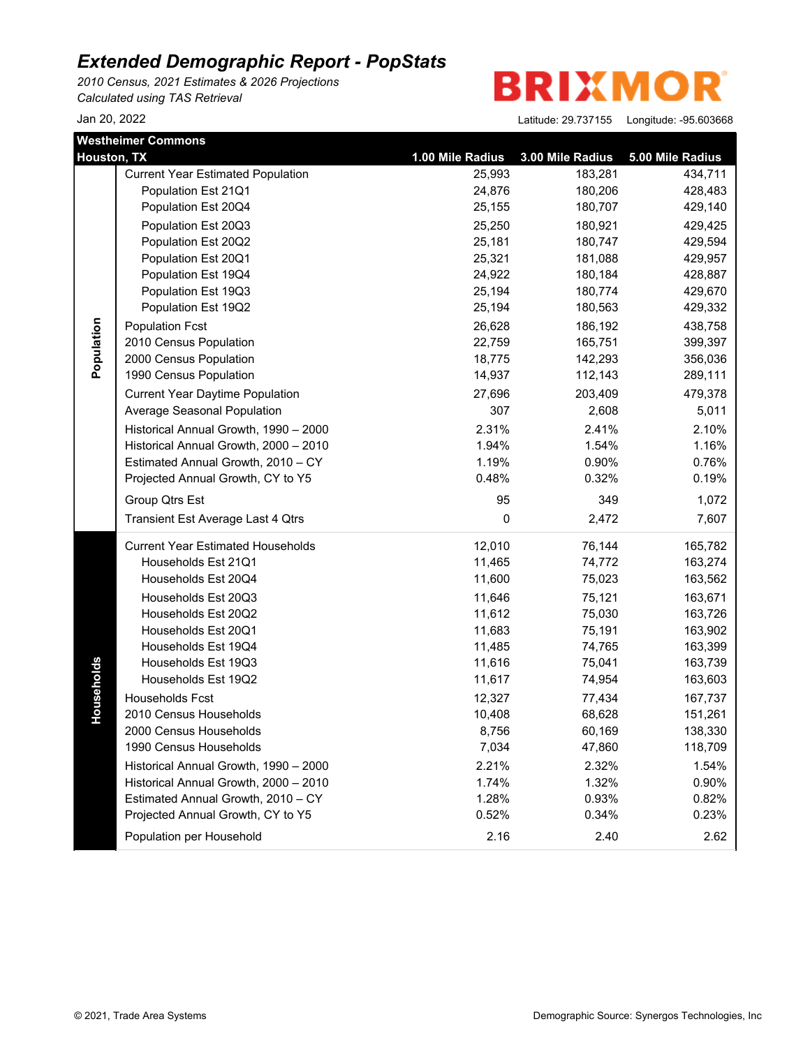# *Extended Demographic Report - PopStats*

*2010 Census, 2021 Estimates & 2026 Projections*
*Calculated using TAS Retrieval*

BRIXMOR

Jan 20, 2022

Latitude: 29.737155 Longitude: -95.603668

**Westheimer Commons**
**Houston, TX**

| | | 1.00 Mile Radius | 3.00 Mile Radius | 5.00 Mile Radius |
|---|---|---|---|---|
| **Population** | Current Year Estimated Population | 25,993 | 183,281 | 434,711 |
| | Population Est 21Q1 | 24,876 | 180,206 | 428,483 |
| | Population Est 20Q4 | 25,155 | 180,707 | 429,140 |
| | Population Est 20Q3 | 25,250 | 180,921 | 429,425 |
| | Population Est 20Q2 | 25,181 | 180,747 | 429,594 |
| | Population Est 20Q1 | 25,321 | 181,088 | 429,957 |
| | Population Est 19Q4 | 24,922 | 180,184 | 428,887 |
| | Population Est 19Q3 | 25,194 | 180,774 | 429,670 |
| | Population Est 19Q2 | 25,194 | 180,563 | 429,332 |
| | Population Fcst | 26,628 | 186,192 | 438,758 |
| | 2010 Census Population | 22,759 | 165,751 | 399,397 |
| | 2000 Census Population | 18,775 | 142,293 | 356,036 |
| | 1990 Census Population | 14,937 | 112,143 | 289,111 |
| | Current Year Daytime Population | 27,696 | 203,409 | 479,378 |
| | Average Seasonal Population | 307 | 2,608 | 5,011 |
| | Historical Annual Growth, 1990 – 2000 | 2.31% | 2.41% | 2.10% |
| | Historical Annual Growth, 2000 – 2010 | 1.94% | 1.54% | 1.16% |
| | Estimated Annual Growth, 2010 – CY | 1.19% | 0.90% | 0.76% |
| | Projected Annual Growth, CY to Y5 | 0.48% | 0.32% | 0.19% |
| | Group Qtrs Est | 95 | 349 | 1,072 |
| | Transient Est Average Last 4 Qtrs | 0 | 2,472 | 7,607 |
| **Households** | Current Year Estimated Households | 12,010 | 76,144 | 165,782 |
| | Households Est 21Q1 | 11,465 | 74,772 | 163,274 |
| | Households Est 20Q4 | 11,600 | 75,023 | 163,562 |
| | Households Est 20Q3 | 11,646 | 75,121 | 163,671 |
| | Households Est 20Q2 | 11,612 | 75,030 | 163,726 |
| | Households Est 20Q1 | 11,683 | 75,191 | 163,902 |
| | Households Est 19Q4 | 11,485 | 74,765 | 163,399 |
| | Households Est 19Q3 | 11,616 | 75,041 | 163,739 |
| | Households Est 19Q2 | 11,617 | 74,954 | 163,603 |
| | Households Fcst | 12,327 | 77,434 | 167,737 |
| | 2010 Census Households | 10,408 | 68,628 | 151,261 |
| | 2000 Census Households | 8,756 | 60,169 | 138,330 |
| | 1990 Census Households | 7,034 | 47,860 | 118,709 |
| | Historical Annual Growth, 1990 – 2000 | 2.21% | 2.32% | 1.54% |
| | Historical Annual Growth, 2000 – 2010 | 1.74% | 1.32% | 0.90% |
| | Estimated Annual Growth, 2010 – CY | 1.28% | 0.93% | 0.82% |
| | Projected Annual Growth, CY to Y5 | 0.52% | 0.34% | 0.23% |
| | Population per Household | 2.16 | 2.40 | 2.62 |

© 2021, Trade Area Systems

Demographic Source: Synergos Technologies, Inc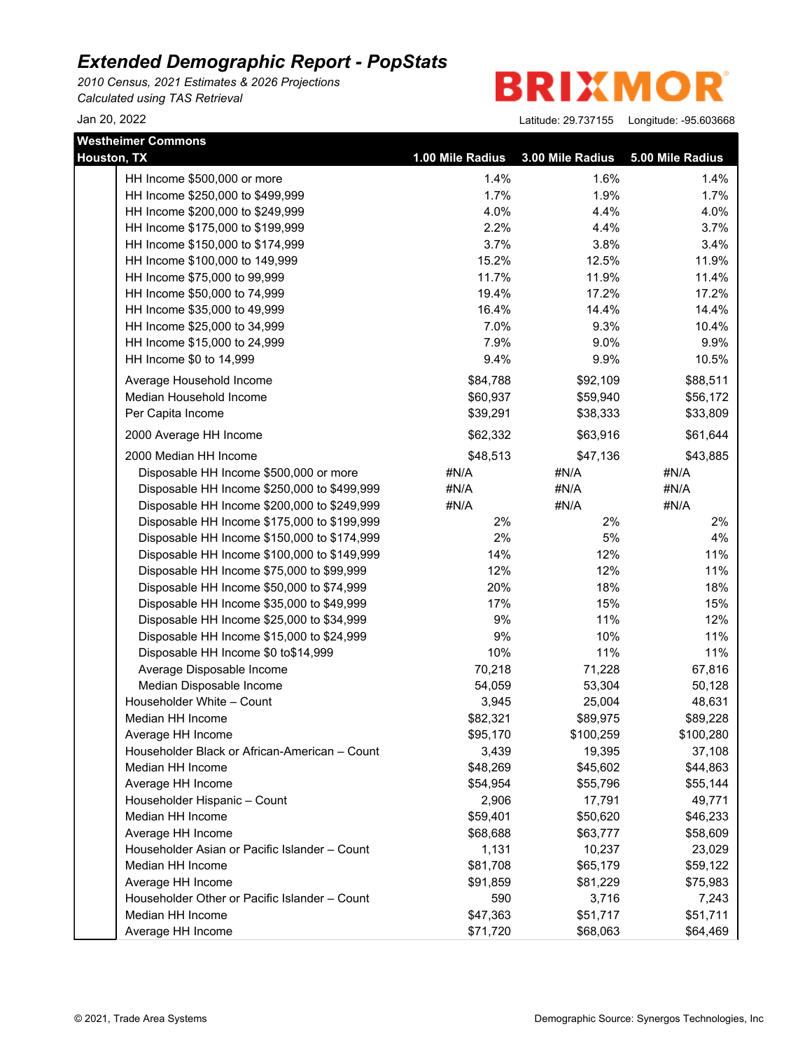# Extended Demographic Report - PopStats

*2010 Census, 2021 Estimates & 2026 Projections*
*Calculated using TAS Retrieval*

BRIXMOR

Jan 20, 2022

Latitude: 29.737155 Longitude: -95.603668

| Westheimer Commons Houston, TX | 1.00 Mile Radius | 3.00 Mile Radius | 5.00 Mile Radius |
|---|---|---|---|
| HH Income $500,000 or more | 1.4% | 1.6% | 1.4% |
| HH Income $250,000 to $499,999 | 1.7% | 1.9% | 1.7% |
| HH Income $200,000 to $249,999 | 4.0% | 4.4% | 4.0% |
| HH Income $175,000 to $199,999 | 2.2% | 4.4% | 3.7% |
| HH Income $150,000 to $174,999 | 3.7% | 3.8% | 3.4% |
| HH Income $100,000 to 149,999 | 15.2% | 12.5% | 11.9% |
| HH Income $75,000 to 99,999 | 11.7% | 11.9% | 11.4% |
| HH Income $50,000 to 74,999 | 19.4% | 17.2% | 17.2% |
| HH Income $35,000 to 49,999 | 16.4% | 14.4% | 14.4% |
| HH Income $25,000 to 34,999 | 7.0% | 9.3% | 10.4% |
| HH Income $15,000 to 24,999 | 7.9% | 9.0% | 9.9% |
| HH Income $0 to 14,999 | 9.4% | 9.9% | 10.5% |
| Average Household Income | $84,788 | $92,109 | $88,511 |
| Median Household Income | $60,937 | $59,940 | $56,172 |
| Per Capita Income | $39,291 | $38,333 | $33,809 |
| 2000 Average HH Income | $62,332 | $63,916 | $61,644 |
| 2000 Median HH Income | $48,513 | $47,136 | $43,885 |
| Disposable HH Income $500,000 or more | #N/A | #N/A | #N/A |
| Disposable HH Income $250,000 to $499,999 | #N/A | #N/A | #N/A |
| Disposable HH Income $200,000 to $249,999 | #N/A | #N/A | #N/A |
| Disposable HH Income $175,000 to $199,999 | 2% | 2% | 2% |
| Disposable HH Income $150,000 to $174,999 | 2% | 5% | 4% |
| Disposable HH Income $100,000 to $149,999 | 14% | 12% | 11% |
| Disposable HH Income $75,000 to $99,999 | 12% | 12% | 11% |
| Disposable HH Income $50,000 to $74,999 | 20% | 18% | 18% |
| Disposable HH Income $35,000 to $49,999 | 17% | 15% | 15% |
| Disposable HH Income $25,000 to $34,999 | 9% | 11% | 12% |
| Disposable HH Income $15,000 to $24,999 | 9% | 10% | 11% |
| Disposable HH Income $0 to$14,999 | 10% | 11% | 11% |
| Average Disposable Income | 70,218 | 71,228 | 67,816 |
| Median Disposable Income | 54,059 | 53,304 | 50,128 |
| Householder White – Count | 3,945 | 25,004 | 48,631 |
| Median HH Income | $82,321 | $89,975 | $89,228 |
| Average HH Income | $95,170 | $100,259 | $100,280 |
| Householder Black or African-American – Count | 3,439 | 19,395 | 37,108 |
| Median HH Income | $48,269 | $45,602 | $44,863 |
| Average HH Income | $54,954 | $55,796 | $55,144 |
| Householder Hispanic – Count | 2,906 | 17,791 | 49,771 |
| Median HH Income | $59,401 | $50,620 | $46,233 |
| Average HH Income | $68,688 | $63,777 | $58,609 |
| Householder Asian or Pacific Islander – Count | 1,131 | 10,237 | 23,029 |
| Median HH Income | $81,708 | $65,179 | $59,122 |
| Average HH Income | $91,859 | $81,229 | $75,983 |
| Householder Other or Pacific Islander – Count | 590 | 3,716 | 7,243 |
| Median HH Income | $47,363 | $51,717 | $51,711 |
| Average HH Income | $71,720 | $68,063 | $64,469 |

© 2021, Trade Area Systems

Demographic Source: Synergos Technologies, Inc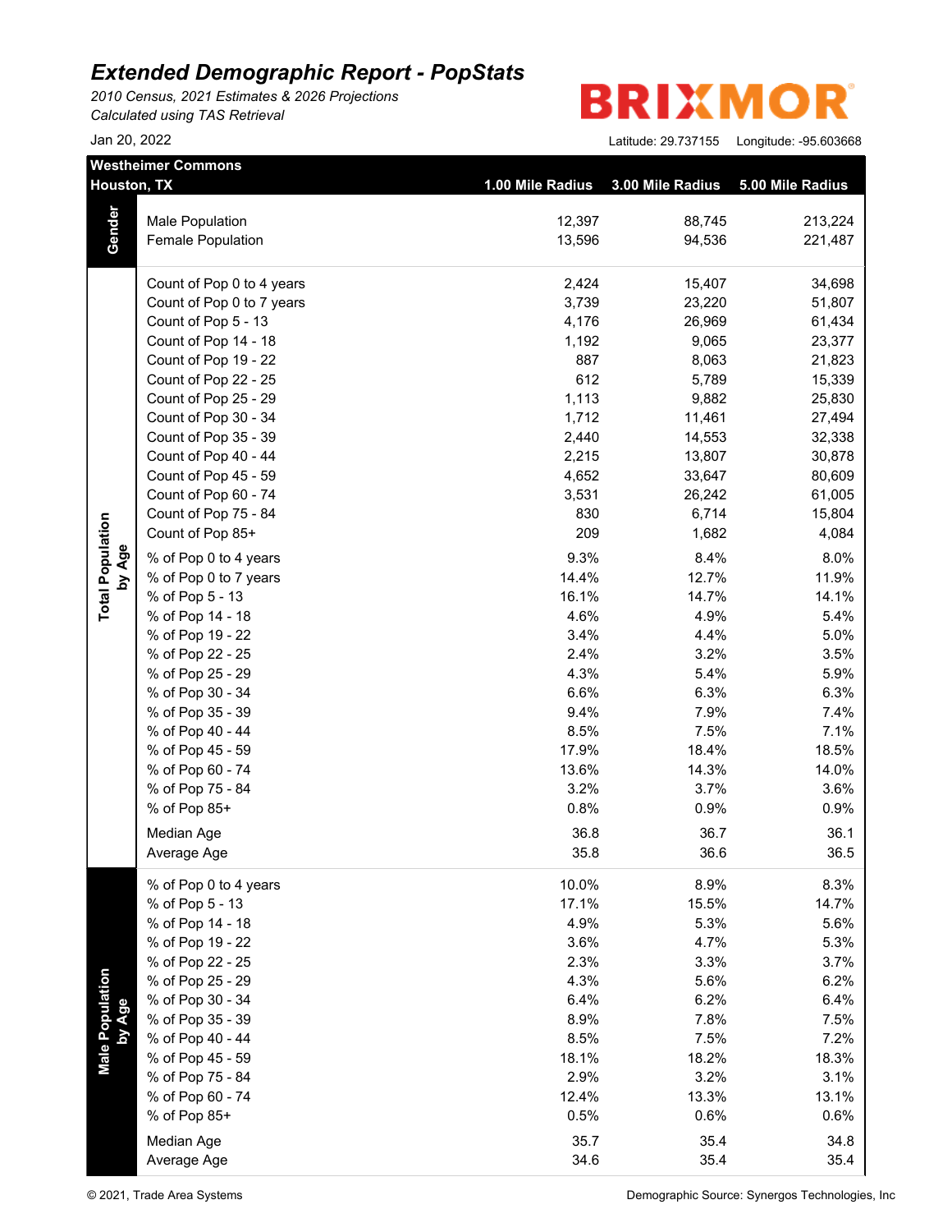# Extended Demographic Report - PopStats

*2010 Census, 2021 Estimates & 2026 Projections*
*Calculated using TAS Retrieval*

Jan 20, 2022

BRIXMOR

Latitude: 29.737155 Longitude: -95.603668

| Westheimer Commons Houston, TX | | 1.00 Mile Radius | 3.00 Mile Radius | 5.00 Mile Radius |
|---|---|---|---|---|
| Gender | Male Population | 12,397 | 88,745 | 213,224 |
| | Female Population | 13,596 | 94,536 | 221,487 |
| Total Population by Age | Count of Pop 0 to 4 years | 2,424 | 15,407 | 34,698 |
| | Count of Pop 0 to 7 years | 3,739 | 23,220 | 51,807 |
| | Count of Pop 5 - 13 | 4,176 | 26,969 | 61,434 |
| | Count of Pop 14 - 18 | 1,192 | 9,065 | 23,377 |
| | Count of Pop 19 - 22 | 887 | 8,063 | 21,823 |
| | Count of Pop 22 - 25 | 612 | 5,789 | 15,339 |
| | Count of Pop 25 - 29 | 1,113 | 9,882 | 25,830 |
| | Count of Pop 30 - 34 | 1,712 | 11,461 | 27,494 |
| | Count of Pop 35 - 39 | 2,440 | 14,553 | 32,338 |
| | Count of Pop 40 - 44 | 2,215 | 13,807 | 30,878 |
| | Count of Pop 45 - 59 | 4,652 | 33,647 | 80,609 |
| | Count of Pop 60 - 74 | 3,531 | 26,242 | 61,005 |
| | Count of Pop 75 - 84 | 830 | 6,714 | 15,804 |
| | Count of Pop 85+ | 209 | 1,682 | 4,084 |
| | % of Pop 0 to 4 years | 9.3% | 8.4% | 8.0% |
| | % of Pop 0 to 7 years | 14.4% | 12.7% | 11.9% |
| | % of Pop 5 - 13 | 16.1% | 14.7% | 14.1% |
| | % of Pop 14 - 18 | 4.6% | 4.9% | 5.4% |
| | % of Pop 19 - 22 | 3.4% | 4.4% | 5.0% |
| | % of Pop 22 - 25 | 2.4% | 3.2% | 3.5% |
| | % of Pop 25 - 29 | 4.3% | 5.4% | 5.9% |
| | % of Pop 30 - 34 | 6.6% | 6.3% | 6.3% |
| | % of Pop 35 - 39 | 9.4% | 7.9% | 7.4% |
| | % of Pop 40 - 44 | 8.5% | 7.5% | 7.1% |
| | % of Pop 45 - 59 | 17.9% | 18.4% | 18.5% |
| | % of Pop 60 - 74 | 13.6% | 14.3% | 14.0% |
| | % of Pop 75 - 84 | 3.2% | 3.7% | 3.6% |
| | % of Pop 85+ | 0.8% | 0.9% | 0.9% |
| | Median Age | 36.8 | 36.7 | 36.1 |
| | Average Age | 35.8 | 36.6 | 36.5 |
| Male Population by Age | % of Pop 0 to 4 years | 10.0% | 8.9% | 8.3% |
| | % of Pop 5 - 13 | 17.1% | 15.5% | 14.7% |
| | % of Pop 14 - 18 | 4.9% | 5.3% | 5.6% |
| | % of Pop 19 - 22 | 3.6% | 4.7% | 5.3% |
| | % of Pop 22 - 25 | 2.3% | 3.3% | 3.7% |
| | % of Pop 25 - 29 | 4.3% | 5.6% | 6.2% |
| | % of Pop 30 - 34 | 6.4% | 6.2% | 6.4% |
| | % of Pop 35 - 39 | 8.9% | 7.8% | 7.5% |
| | % of Pop 40 - 44 | 8.5% | 7.5% | 7.2% |
| | % of Pop 45 - 59 | 18.1% | 18.2% | 18.3% |
| | % of Pop 75 - 84 | 2.9% | 3.2% | 3.1% |
| | % of Pop 60 - 74 | 12.4% | 13.3% | 13.1% |
| | % of Pop 85+ | 0.5% | 0.6% | 0.6% |
| | Median Age | 35.7 | 35.4 | 34.8 |
| | Average Age | 34.6 | 35.4 | 35.4 |

© 2021, Trade Area Systems

Demographic Source: Synergos Technologies, Inc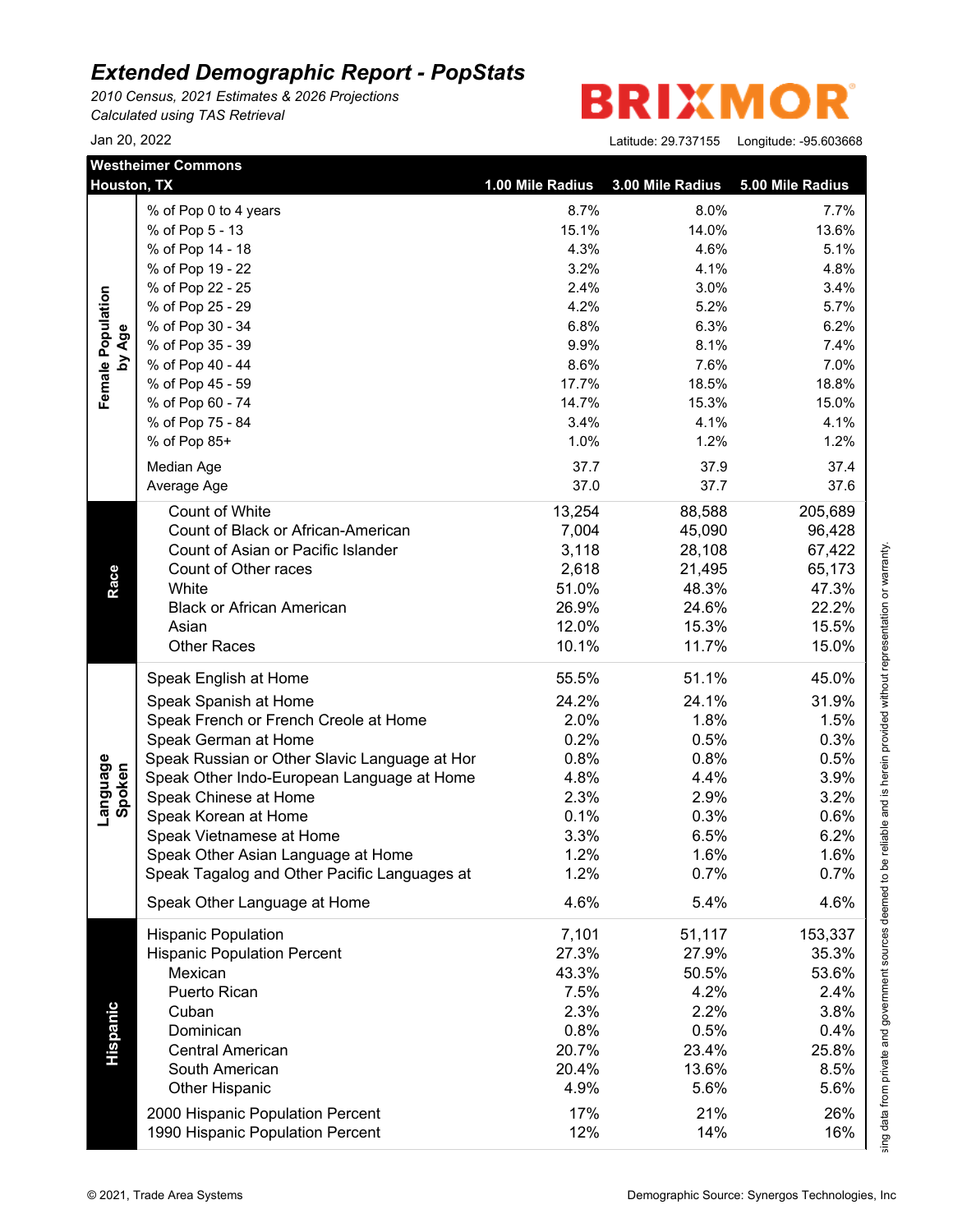# *Extended Demographic Report - PopStats*

*2010 Census, 2021 Estimates & 2026 Projections*
*Calculated using TAS Retrieval*

Jan 20, 2022

BRIXMOR

Latitude: 29.737155 Longitude: -95.603668

| Westheimer Commons Houston, TX | | 1.00 Mile Radius | 3.00 Mile Radius | 5.00 Mile Radius |
|---|---|---|---|---|
| **Female Population by Age** | % of Pop 0 to 4 years | 8.7% | 8.0% | 7.7% |
| | % of Pop 5 - 13 | 15.1% | 14.0% | 13.6% |
| | % of Pop 14 - 18 | 4.3% | 4.6% | 5.1% |
| | % of Pop 19 - 22 | 3.2% | 4.1% | 4.8% |
| | % of Pop 22 - 25 | 2.4% | 3.0% | 3.4% |
| | % of Pop 25 - 29 | 4.2% | 5.2% | 5.7% |
| | % of Pop 30 - 34 | 6.8% | 6.3% | 6.2% |
| | % of Pop 35 - 39 | 9.9% | 8.1% | 7.4% |
| | % of Pop 40 - 44 | 8.6% | 7.6% | 7.0% |
| | % of Pop 45 - 59 | 17.7% | 18.5% | 18.8% |
| | % of Pop 60 - 74 | 14.7% | 15.3% | 15.0% |
| | % of Pop 75 - 84 | 3.4% | 4.1% | 4.1% |
| | % of Pop 85+ | 1.0% | 1.2% | 1.2% |
| | Median Age | 37.7 | 37.9 | 37.4 |
| | Average Age | 37.0 | 37.7 | 37.6 |
| **Race** | Count of White | 13,254 | 88,588 | 205,689 |
| | Count of Black or African-American | 7,004 | 45,090 | 96,428 |
| | Count of Asian or Pacific Islander | 3,118 | 28,108 | 67,422 |
| | Count of Other races | 2,618 | 21,495 | 65,173 |
| | White | 51.0% | 48.3% | 47.3% |
| | Black or African American | 26.9% | 24.6% | 22.2% |
| | Asian | 12.0% | 15.3% | 15.5% |
| | Other Races | 10.1% | 11.7% | 15.0% |
| **Language Spoken** | Speak English at Home | 55.5% | 51.1% | 45.0% |
| | Speak Spanish at Home | 24.2% | 24.1% | 31.9% |
| | Speak French or French Creole at Home | 2.0% | 1.8% | 1.5% |
| | Speak German at Home | 0.2% | 0.5% | 0.3% |
| | Speak Russian or Other Slavic Language at Hor | 0.8% | 0.8% | 0.5% |
| | Speak Other Indo-European Language at Home | 4.8% | 4.4% | 3.9% |
| | Speak Chinese at Home | 2.3% | 2.9% | 3.2% |
| | Speak Korean at Home | 0.1% | 0.3% | 0.6% |
| | Speak Vietnamese at Home | 3.3% | 6.5% | 6.2% |
| | Speak Other Asian Language at Home | 1.2% | 1.6% | 1.6% |
| | Speak Tagalog and Other Pacific Languages at | 1.2% | 0.7% | 0.7% |
| | Speak Other Language at Home | 4.6% | 5.4% | 4.6% |
| **Hispanic** | Hispanic Population | 7,101 | 51,117 | 153,337 |
| | Hispanic Population Percent | 27.3% | 27.9% | 35.3% |
| | Mexican | 43.3% | 50.5% | 53.6% |
| | Puerto Rican | 7.5% | 4.2% | 2.4% |
| | Cuban | 2.3% | 2.2% | 3.8% |
| | Dominican | 0.8% | 0.5% | 0.4% |
| | Central American | 20.7% | 23.4% | 25.8% |
| | South American | 20.4% | 13.6% | 8.5% |
| | Other Hispanic | 4.9% | 5.6% | 5.6% |
| | 2000 Hispanic Population Percent | 17% | 21% | 26% |
| | 1990 Hispanic Population Percent | 12% | 14% | 16% |

sing data from private and government sources deemed to be reliable and is herein provided without representation or warranty.

© 2021, Trade Area Systems

Demographic Source: Synergos Technologies, Inc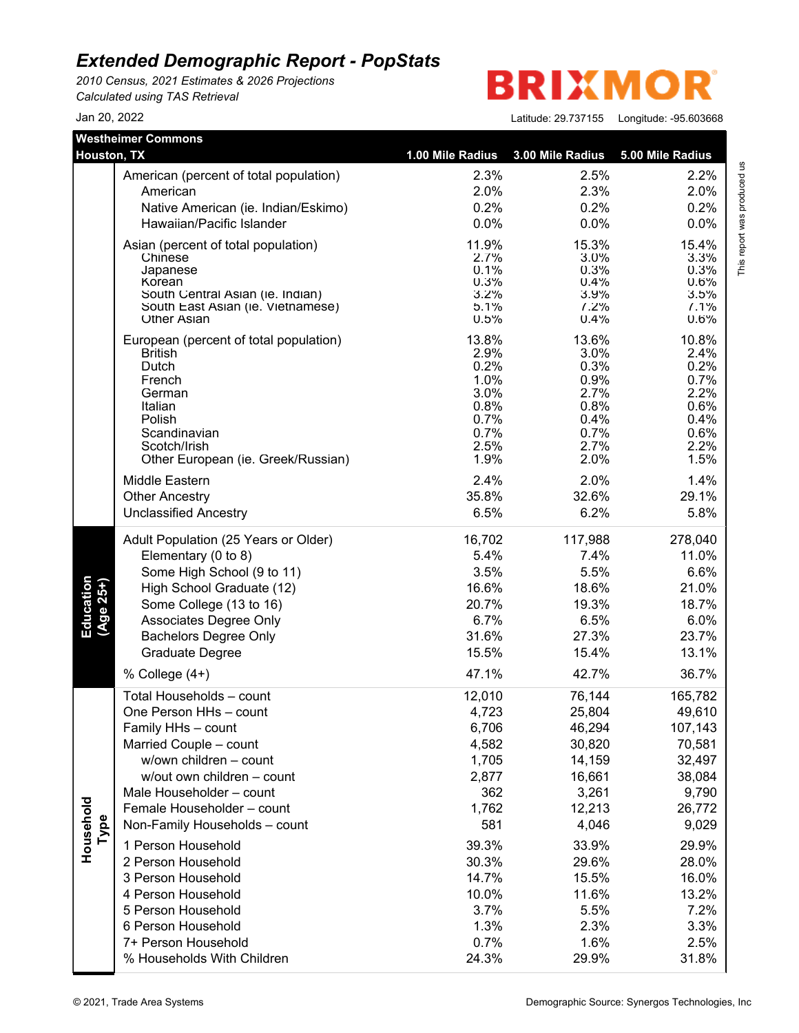# Extended Demographic Report - PopStats

*2010 Census, 2021 Estimates & 2026 Projections*
*Calculated using TAS Retrieval*

BRIXMOR

Jan 20, 2022

Latitude: 29.737155 Longitude: -95.603668

This report was produced us

| Westheimer Commons Houston, TX | | 1.00 Mile Radius | 3.00 Mile Radius | 5.00 Mile Radius |
|---|---|---|---|---|
| | American (percent of total population) | 2.3% | 2.5% | 2.2% |
| | American | 2.0% | 2.3% | 2.0% |
| | Native American (ie. Indian/Eskimo) | 0.2% | 0.2% | 0.2% |
| | Hawaiian/Pacific Islander | 0.0% | 0.0% | 0.0% |
| | Asian (percent of total population) | 11.9% | 15.3% | 15.4% |
| | Chinese | 2.7% | 3.0% | 3.3% |
| | Japanese | 0.1% | 0.3% | 0.3% |
| | Korean | 0.3% | 0.4% | 0.6% |
| | South Central Asian (ie. Indian) | 3.2% | 3.9% | 3.5% |
| | South East Asian (ie. Vietnamese) | 5.1% | 7.2% | 7.1% |
| | Other Asian | 0.5% | 0.4% | 0.6% |
| | European (percent of total population) | 13.8% | 13.6% | 10.8% |
| | British | 2.9% | 3.0% | 2.4% |
| | Dutch | 0.2% | 0.3% | 0.2% |
| | French | 1.0% | 0.9% | 0.7% |
| | German | 3.0% | 2.7% | 2.2% |
| | Italian | 0.8% | 0.8% | 0.6% |
| | Polish | 0.7% | 0.4% | 0.4% |
| | Scandinavian | 0.7% | 0.7% | 0.6% |
| | Scotch/Irish | 2.5% | 2.7% | 2.2% |
| | Other European (ie. Greek/Russian) | 1.9% | 2.0% | 1.5% |
| | Middle Eastern | 2.4% | 2.0% | 1.4% |
| | Other Ancestry | 35.8% | 32.6% | 29.1% |
| | Unclassified Ancestry | 6.5% | 6.2% | 5.8% |
| **Education (Age 25+)** | Adult Population (25 Years or Older) | 16,702 | 117,988 | 278,040 |
| | Elementary (0 to 8) | 5.4% | 7.4% | 11.0% |
| | Some High School (9 to 11) | 3.5% | 5.5% | 6.6% |
| | High School Graduate (12) | 16.6% | 18.6% | 21.0% |
| | Some College (13 to 16) | 20.7% | 19.3% | 18.7% |
| | Associates Degree Only | 6.7% | 6.5% | 6.0% |
| | Bachelors Degree Only | 31.6% | 27.3% | 23.7% |
| | Graduate Degree | 15.5% | 15.4% | 13.1% |
| | % College (4+) | 47.1% | 42.7% | 36.7% |
| **Household Type** | Total Households – count | 12,010 | 76,144 | 165,782 |
| | One Person HHs – count | 4,723 | 25,804 | 49,610 |
| | Family HHs – count | 6,706 | 46,294 | 107,143 |
| | Married Couple – count | 4,582 | 30,820 | 70,581 |
| | w/own children – count | 1,705 | 14,159 | 32,497 |
| | w/out own children – count | 2,877 | 16,661 | 38,084 |
| | Male Householder – count | 362 | 3,261 | 9,790 |
| | Female Householder – count | 1,762 | 12,213 | 26,772 |
| | Non-Family Households – count | 581 | 4,046 | 9,029 |
| | 1 Person Household | 39.3% | 33.9% | 29.9% |
| | 2 Person Household | 30.3% | 29.6% | 28.0% |
| | 3 Person Household | 14.7% | 15.5% | 16.0% |
| | 4 Person Household | 10.0% | 11.6% | 13.2% |
| | 5 Person Household | 3.7% | 5.5% | 7.2% |
| | 6 Person Household | 1.3% | 2.3% | 3.3% |
| | 7+ Person Household | 0.7% | 1.6% | 2.5% |
| | % Households With Children | 24.3% | 29.9% | 31.8% |

© 2021, Trade Area Systems

Demographic Source: Synergos Technologies, Inc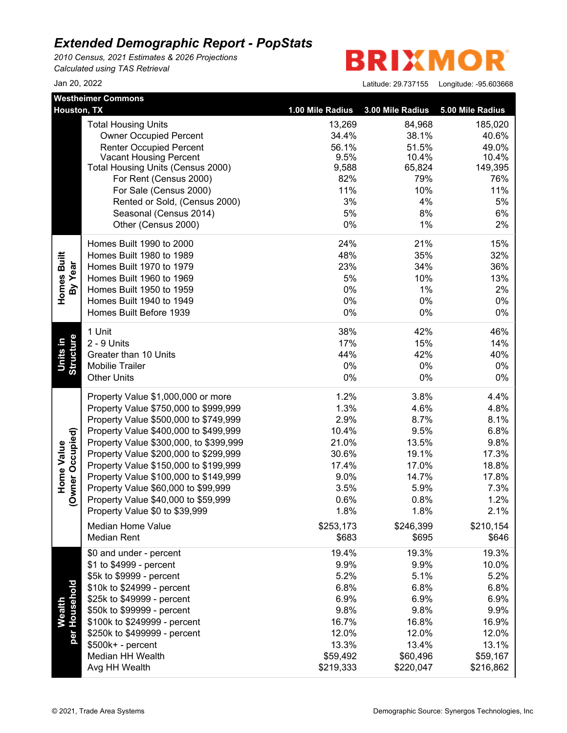# *Extended Demographic Report - PopStats*

*2010 Census, 2021 Estimates & 2026 Projections*
*Calculated using TAS Retrieval*

Jan 20, 2022

BRIXMOR

Latitude: 29.737155 Longitude: -95.603668

| Westheimer Commons Houston, TX | | 1.00 Mile Radius | 3.00 Mile Radius | 5.00 Mile Radius |
|---|---|---|---|---|
| | Total Housing Units | 13,269 | 84,968 | 185,020 |
| | Owner Occupied Percent | 34.4% | 38.1% | 40.6% |
| | Renter Occupied Percent | 56.1% | 51.5% | 49.0% |
| | Vacant Housing Percent | 9.5% | 10.4% | 10.4% |
| | Total Housing Units (Census 2000) | 9,588 | 65,824 | 149,395 |
| | For Rent (Census 2000) | 82% | 79% | 76% |
| | For Sale (Census 2000) | 11% | 10% | 11% |
| | Rented or Sold, (Census 2000) | 3% | 4% | 5% |
| | Seasonal (Census 2014) | 5% | 8% | 6% |
| | Other (Census 2000) | 0% | 1% | 2% |
| Homes Built By Year | Homes Built 1990 to 2000 | 24% | 21% | 15% |
| | Homes Built 1980 to 1989 | 48% | 35% | 32% |
| | Homes Built 1970 to 1979 | 23% | 34% | 36% |
| | Homes Built 1960 to 1969 | 5% | 10% | 13% |
| | Homes Built 1950 to 1959 | 0% | 1% | 2% |
| | Homes Built 1940 to 1949 | 0% | 0% | 0% |
| | Homes Built Before 1939 | 0% | 0% | 0% |
| Units in Structure | 1 Unit | 38% | 42% | 46% |
| | 2 - 9 Units | 17% | 15% | 14% |
| | Greater than 10 Units | 44% | 42% | 40% |
| | Mobilie Trailer | 0% | 0% | 0% |
| | Other Units | 0% | 0% | 0% |
| Home Value (Owner Occupied) | Property Value $1,000,000 or more | 1.2% | 3.8% | 4.4% |
| | Property Value $750,000 to $999,999 | 1.3% | 4.6% | 4.8% |
| | Property Value $500,000 to $749,999 | 2.9% | 8.7% | 8.1% |
| | Property Value $400,000 to $499,999 | 10.4% | 9.5% | 6.8% |
| | Property Value $300,000, to $399,999 | 21.0% | 13.5% | 9.8% |
| | Property Value $200,000 to $299,999 | 30.6% | 19.1% | 17.3% |
| | Property Value $150,000 to $199,999 | 17.4% | 17.0% | 18.8% |
| | Property Value $100,000 to $149,999 | 9.0% | 14.7% | 17.8% |
| | Property Value $60,000 to $99,999 | 3.5% | 5.9% | 7.3% |
| | Property Value $40,000 to $59,999 | 0.6% | 0.8% | 1.2% |
| | Property Value $0 to $39,999 | 1.8% | 1.8% | 2.1% |
| | Median Home Value | $253,173 | $246,399 | $210,154 |
| | Median Rent | $683 | $695 | $646 |
| Wealth per Household | $0 and under - percent | 19.4% | 19.3% | 19.3% |
| | $1 to $4999 - percent | 9.9% | 9.9% | 10.0% |
| | $5k to $9999 - percent | 5.2% | 5.1% | 5.2% |
| | $10k to $24999 - percent | 6.8% | 6.8% | 6.8% |
| | $25k to $49999 - percent | 6.9% | 6.9% | 6.9% |
| | $50k to $99999 - percent | 9.8% | 9.8% | 9.9% |
| | $100k to $249999 - percent | 16.7% | 16.8% | 16.9% |
| | $250k to $499999 - percent | 12.0% | 12.0% | 12.0% |
| | $500k+ - percent | 13.3% | 13.4% | 13.1% |
| | Median HH Wealth | $59,492 | $60,496 | $59,167 |
| | Avg HH Wealth | $219,333 | $220,047 | $216,862 |

© 2021, Trade Area Systems

Demographic Source: Synergos Technologies, Inc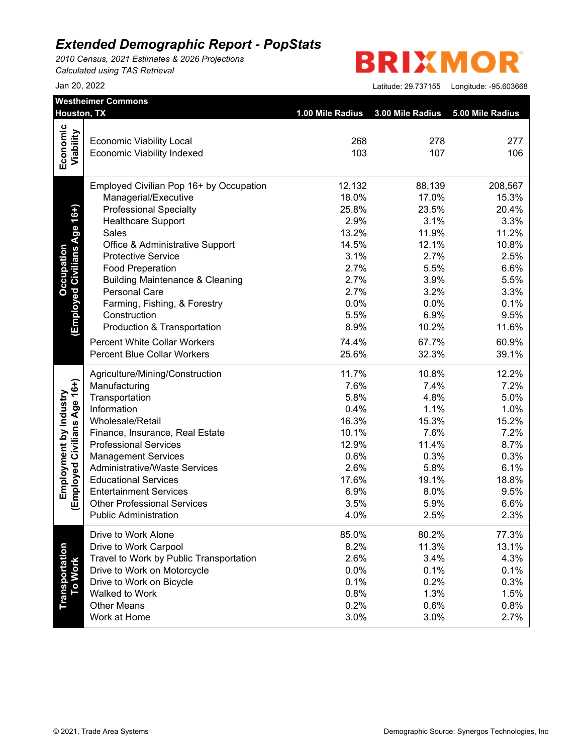# Extended Demographic Report - PopStats

*2010 Census, 2021 Estimates & 2026 Projections*
*Calculated using TAS Retrieval*

BRIXMOR

Jan 20, 2022

Latitude: 29.737155 Longitude: -95.603668

| Westheimer Commons Houston, TX | | 1.00 Mile Radius | 3.00 Mile Radius | 5.00 Mile Radius |
|---|---|---|---|---|
| Economic Viability | Economic Viability Local | 268 | 278 | 277 |
| | Economic Viability Indexed | 103 | 107 | 106 |
| Occupation (Employed Civilians Age 16+) | Employed Civilian Pop 16+ by Occupation | 12,132 | 88,139 | 208,567 |
| | Managerial/Executive | 18.0% | 17.0% | 15.3% |
| | Professional Specialty | 25.8% | 23.5% | 20.4% |
| | Healthcare Support | 2.9% | 3.1% | 3.3% |
| | Sales | 13.2% | 11.9% | 11.2% |
| | Office & Administrative Support | 14.5% | 12.1% | 10.8% |
| | Protective Service | 3.1% | 2.7% | 2.5% |
| | Food Preperation | 2.7% | 5.5% | 6.6% |
| | Building Maintenance & Cleaning | 2.7% | 3.9% | 5.5% |
| | Personal Care | 2.7% | 3.2% | 3.3% |
| | Farming, Fishing, & Forestry | 0.0% | 0.0% | 0.1% |
| | Construction | 5.5% | 6.9% | 9.5% |
| | Production & Transportation | 8.9% | 10.2% | 11.6% |
| | Percent White Collar Workers | 74.4% | 67.7% | 60.9% |
| | Percent Blue Collar Workers | 25.6% | 32.3% | 39.1% |
| Employment by Industry (Employed Civilians Age 16+) | Agriculture/Mining/Construction | 11.7% | 10.8% | 12.2% |
| | Manufacturing | 7.6% | 7.4% | 7.2% |
| | Transportation | 5.8% | 4.8% | 5.0% |
| | Information | 0.4% | 1.1% | 1.0% |
| | Wholesale/Retail | 16.3% | 15.3% | 15.2% |
| | Finance, Insurance, Real Estate | 10.1% | 7.6% | 7.2% |
| | Professional Services | 12.9% | 11.4% | 8.7% |
| | Management Services | 0.6% | 0.3% | 0.3% |
| | Administrative/Waste Services | 2.6% | 5.8% | 6.1% |
| | Educational Services | 17.6% | 19.1% | 18.8% |
| | Entertainment Services | 6.9% | 8.0% | 9.5% |
| | Other Professional Services | 3.5% | 5.9% | 6.6% |
| | Public Administration | 4.0% | 2.5% | 2.3% |
| Transportation To Work | Drive to Work Alone | 85.0% | 80.2% | 77.3% |
| | Drive to Work Carpool | 8.2% | 11.3% | 13.1% |
| | Travel to Work by Public Transportation | 2.6% | 3.4% | 4.3% |
| | Drive to Work on Motorcycle | 0.0% | 0.1% | 0.1% |
| | Drive to Work on Bicycle | 0.1% | 0.2% | 0.3% |
| | Walked to Work | 0.8% | 1.3% | 1.5% |
| | Other Means | 0.2% | 0.6% | 0.8% |
| | Work at Home | 3.0% | 3.0% | 2.7% |

© 2021, Trade Area Systems

Demographic Source: Synergos Technologies, Inc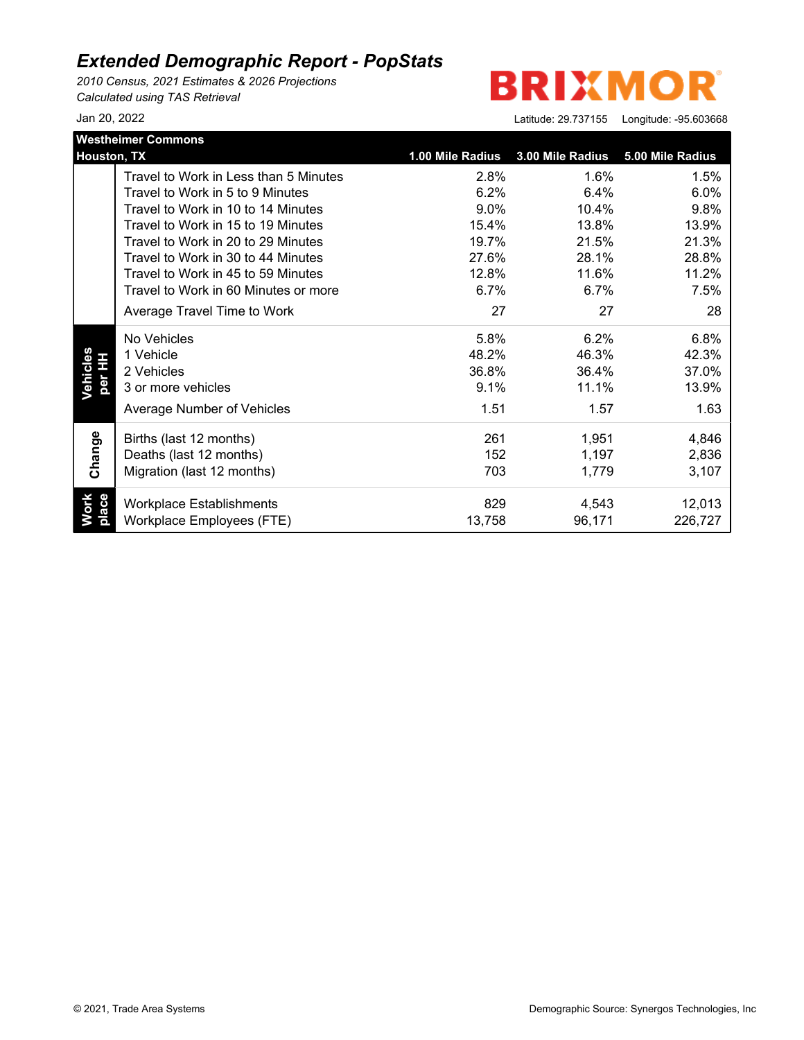# Extended Demographic Report - PopStats

*2010 Census, 2021 Estimates & 2026 Projections*
*Calculated using TAS Retrieval*

BRIXMOR

Jan 20, 2022

Latitude: 29.737155 Longitude: -95.603668

| Westheimer Commons Houston, TX | | 1.00 Mile Radius | 3.00 Mile Radius | 5.00 Mile Radius |
|---|---|---|---|---|
| | Travel to Work in Less than 5 Minutes | 2.8% | 1.6% | 1.5% |
| | Travel to Work in 5 to 9 Minutes | 6.2% | 6.4% | 6.0% |
| | Travel to Work in 10 to 14 Minutes | 9.0% | 10.4% | 9.8% |
| | Travel to Work in 15 to 19 Minutes | 15.4% | 13.8% | 13.9% |
| | Travel to Work in 20 to 29 Minutes | 19.7% | 21.5% | 21.3% |
| | Travel to Work in 30 to 44 Minutes | 27.6% | 28.1% | 28.8% |
| | Travel to Work in 45 to 59 Minutes | 12.8% | 11.6% | 11.2% |
| | Travel to Work in 60 Minutes or more | 6.7% | 6.7% | 7.5% |
| | Average Travel Time to Work | 27 | 27 | 28 |
| Vehicles per HH | No Vehicles | 5.8% | 6.2% | 6.8% |
| | 1 Vehicle | 48.2% | 46.3% | 42.3% |
| | 2 Vehicles | 36.8% | 36.4% | 37.0% |
| | 3 or more vehicles | 9.1% | 11.1% | 13.9% |
| | Average Number of Vehicles | 1.51 | 1.57 | 1.63 |
| Change | Births (last 12 months) | 261 | 1,951 | 4,846 |
| | Deaths (last 12 months) | 152 | 1,197 | 2,836 |
| | Migration (last 12 months) | 703 | 1,779 | 3,107 |
| Work place | Workplace Establishments | 829 | 4,543 | 12,013 |
| | Workplace Employees (FTE) | 13,758 | 96,171 | 226,727 |

© 2021, Trade Area Systems

Demographic Source: Synergos Technologies, Inc